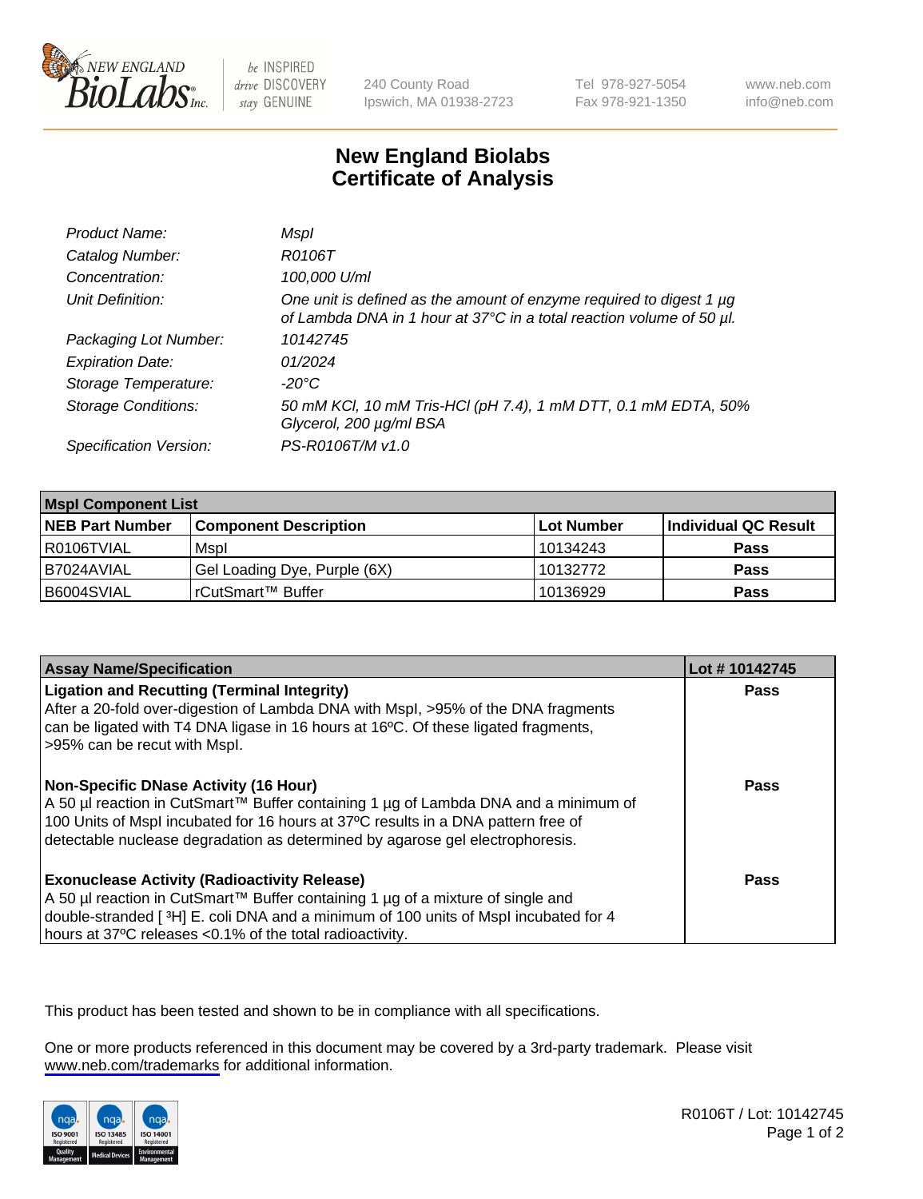240 County Road
Ipswich, MA 01938-2723

Tel 978-927-5054
Fax 978-921-1350

www.neb.com
info@neb.com

# New England Biolabs
# Certificate of Analysis

| | |
|---|---|
| *Product Name:* | *MspI* |
| *Catalog Number:* | *R0106T* |
| *Concentration:* | *100,000 U/ml* |
| *Unit Definition:* | *One unit is defined as the amount of enzyme required to digest 1 µg of Lambda DNA in 1 hour at 37°C in a total reaction volume of 50 µl.* |
| *Packaging Lot Number:* | *10142745* |
| *Expiration Date:* | *01/2024* |
| *Storage Temperature:* | *-20°C* |
| *Storage Conditions:* | *50 mM KCl, 10 mM Tris-HCl (pH 7.4), 1 mM DTT, 0.1 mM EDTA, 50% Glycerol, 200 µg/ml BSA* |
| *Specification Version:* | *PS-R0106T/M v1.0* |

| MspI Component List | | | |
|---|---|---|---|
| **NEB Part Number** | **Component Description** | **Lot Number** | **Individual QC Result** |
| R0106TVIAL | MspI | 10134243 | **Pass** |
| B7024AVIAL | Gel Loading Dye, Purple (6X) | 10132772 | **Pass** |
| B6004SVIAL | rCutSmart™ Buffer | 10136929 | **Pass** |

| Assay Name/Specification | Lot # 10142745 |
|---|---|
| **Ligation and Recutting (Terminal Integrity)** After a 20-fold over-digestion of Lambda DNA with MspI, >95% of the DNA fragments can be ligated with T4 DNA ligase in 16 hours at 16ºC. Of these ligated fragments, >95% can be recut with MspI. | **Pass** |
| **Non-Specific DNase Activity (16 Hour)** A 50 µl reaction in CutSmart™ Buffer containing 1 µg of Lambda DNA and a minimum of 100 Units of MspI incubated for 16 hours at 37ºC results in a DNA pattern free of detectable nuclease degradation as determined by agarose gel electrophoresis. | **Pass** |
| **Exonuclease Activity (Radioactivity Release)** A 50 µl reaction in CutSmart™ Buffer containing 1 µg of a mixture of single and double-stranded [ $^3$H] E. coli DNA and a minimum of 100 units of MspI incubated for 4 hours at 37ºC releases <0.1% of the total radioactivity. | **Pass** |

This product has been tested and shown to be in compliance with all specifications.

One or more products referenced in this document may be covered by a 3rd-party trademark. Please visit www.neb.com/trademarks for additional information.

R0106T / Lot: 10142745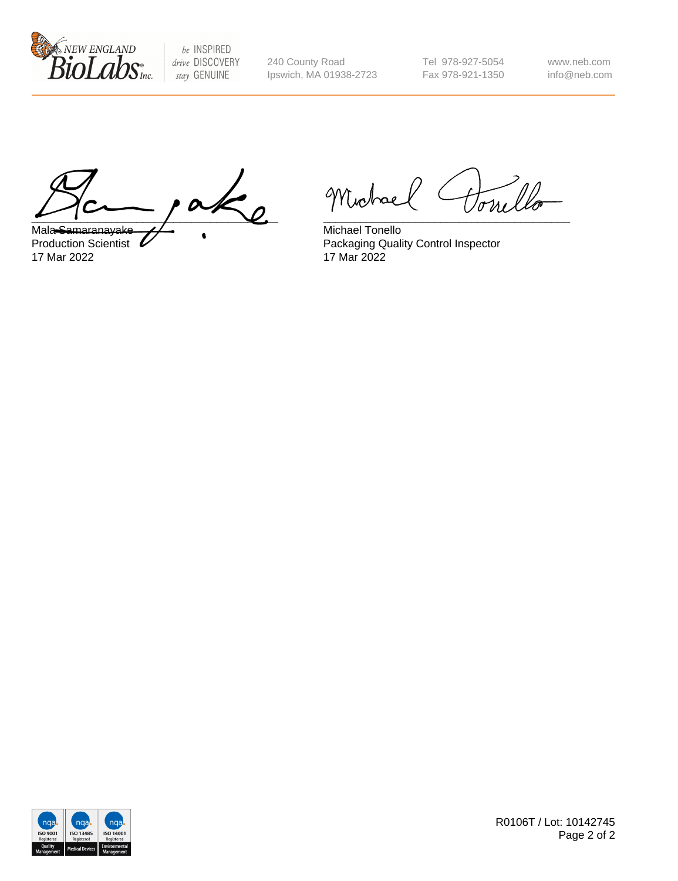Mala Samaranayake
Production Scientist
17 Mar 2022

Michael Tonello
Packaging Quality Control Inspector
17 Mar 2022

R0106T / Lot: 10142745